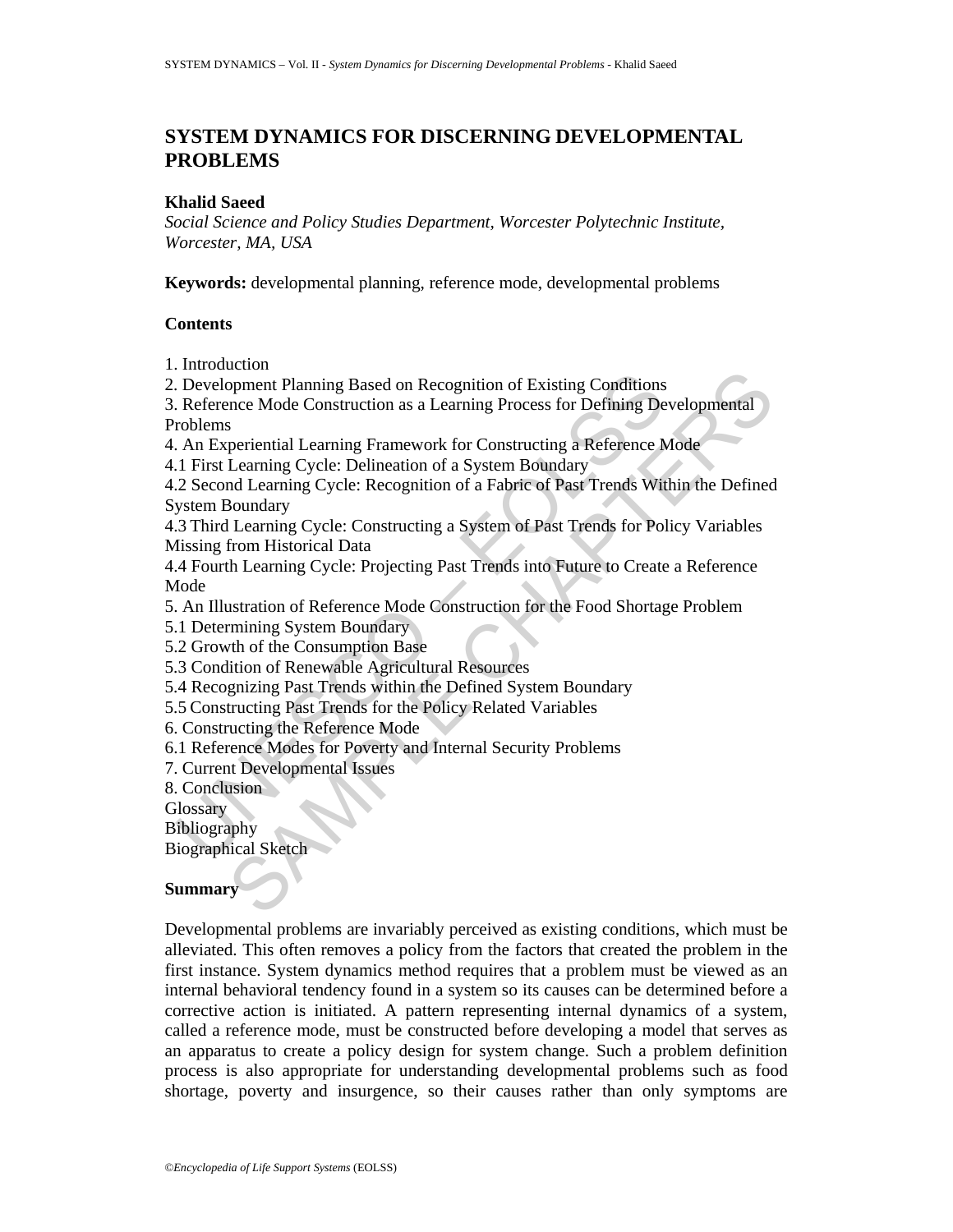# SYSTEM DYNAMICS FOR DISCERNING DEVELOPMENTAL PROBLEMS

**Khalid Saeed**

*Social Science and Policy Studies Department, Worcester Polytechnic Institute, Worcester, MA, USA*

**Keywords:** developmental planning, reference mode, developmental problems

## Contents

1. Introduction
2. Development Planning Based on Recognition of Existing Conditions
3. Reference Mode Construction as a Learning Process for Defining Developmental Problems
4. An Experiential Learning Framework for Constructing a Reference Mode
4.1 First Learning Cycle: Delineation of a System Boundary
4.2 Second Learning Cycle: Recognition of a Fabric of Past Trends Within the Defined System Boundary
4.3 Third Learning Cycle: Constructing a System of Past Trends for Policy Variables Missing from Historical Data
4.4 Fourth Learning Cycle: Projecting Past Trends into Future to Create a Reference Mode
5. An Illustration of Reference Mode Construction for the Food Shortage Problem
5.1 Determining System Boundary
5.2 Growth of the Consumption Base
5.3 Condition of Renewable Agricultural Resources
5.4 Recognizing Past Trends within the Defined System Boundary
5.5 Constructing Past Trends for the Policy Related Variables
6. Constructing the Reference Mode
6.1 Reference Modes for Poverty and Internal Security Problems
7. Current Developmental Issues
8. Conclusion
Glossary
Bibliography
Biographical Sketch

## Summary

Developmental problems are invariably perceived as existing conditions, which must be alleviated. This often removes a policy from the factors that created the problem in the first instance. System dynamics method requires that a problem must be viewed as an internal behavioral tendency found in a system so its causes can be determined before a corrective action is initiated. A pattern representing internal dynamics of a system, called a reference mode, must be constructed before developing a model that serves as an apparatus to create a policy design for system change. Such a problem definition process is also appropriate for understanding developmental problems such as food shortage, poverty and insurgence, so their causes rather than only symptoms are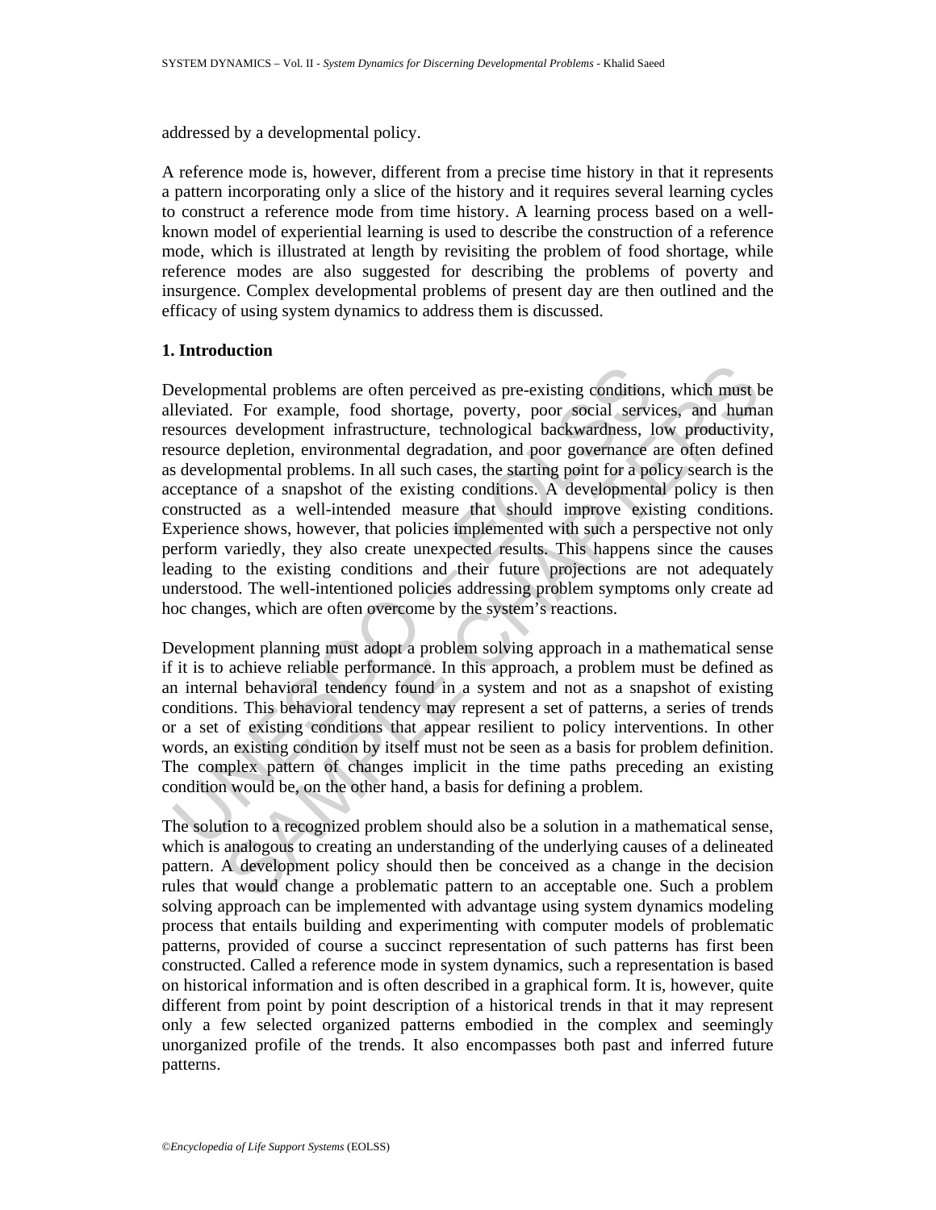addressed by a developmental policy.

A reference mode is, however, different from a precise time history in that it represents a pattern incorporating only a slice of the history and it requires several learning cycles to construct a reference mode from time history. A learning process based on a well-known model of experiential learning is used to describe the construction of a reference mode, which is illustrated at length by revisiting the problem of food shortage, while reference modes are also suggested for describing the problems of poverty and insurgence. Complex developmental problems of present day are then outlined and the efficacy of using system dynamics to address them is discussed.

## 1. Introduction

Developmental problems are often perceived as pre-existing conditions, which must be alleviated. For example, food shortage, poverty, poor social services, and human resources development infrastructure, technological backwardness, low productivity, resource depletion, environmental degradation, and poor governance are often defined as developmental problems. In all such cases, the starting point for a policy search is the acceptance of a snapshot of the existing conditions. A developmental policy is then constructed as a well-intended measure that should improve existing conditions. Experience shows, however, that policies implemented with such a perspective not only perform variedly, they also create unexpected results. This happens since the causes leading to the existing conditions and their future projections are not adequately understood. The well-intentioned policies addressing problem symptoms only create ad hoc changes, which are often overcome by the system's reactions.

Development planning must adopt a problem solving approach in a mathematical sense if it is to achieve reliable performance. In this approach, a problem must be defined as an internal behavioral tendency found in a system and not as a snapshot of existing conditions. This behavioral tendency may represent a set of patterns, a series of trends or a set of existing conditions that appear resilient to policy interventions. In other words, an existing condition by itself must not be seen as a basis for problem definition. The complex pattern of changes implicit in the time paths preceding an existing condition would be, on the other hand, a basis for defining a problem.

The solution to a recognized problem should also be a solution in a mathematical sense, which is analogous to creating an understanding of the underlying causes of a delineated pattern. A development policy should then be conceived as a change in the decision rules that would change a problematic pattern to an acceptable one. Such a problem solving approach can be implemented with advantage using system dynamics modeling process that entails building and experimenting with computer models of problematic patterns, provided of course a succinct representation of such patterns has first been constructed. Called a reference mode in system dynamics, such a representation is based on historical information and is often described in a graphical form. It is, however, quite different from point by point description of a historical trends in that it may represent only a few selected organized patterns embodied in the complex and seemingly unorganized profile of the trends. It also encompasses both past and inferred future patterns.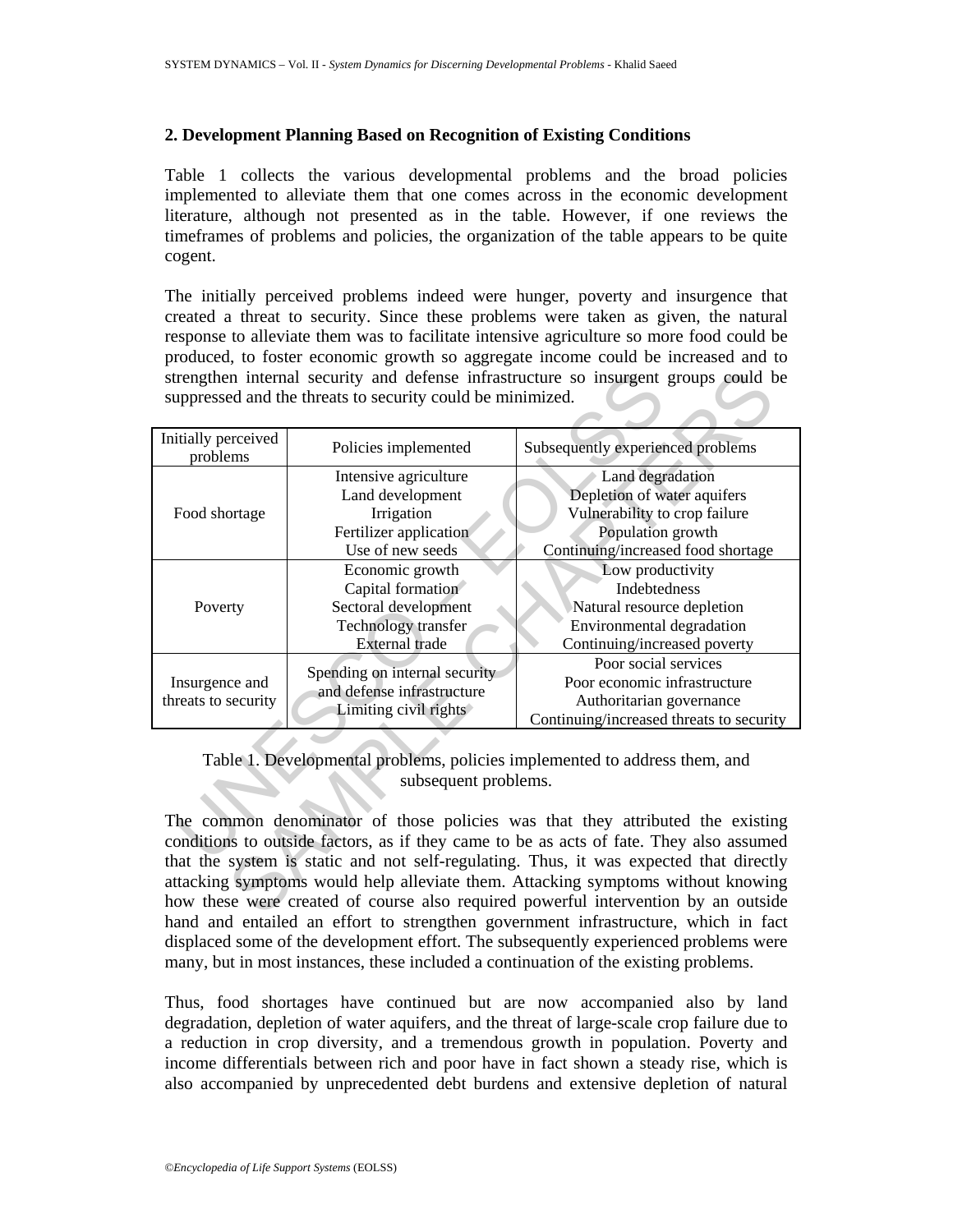## 2. Development Planning Based on Recognition of Existing Conditions

Table 1 collects the various developmental problems and the broad policies implemented to alleviate them that one comes across in the economic development literature, although not presented as in the table. However, if one reviews the timeframes of problems and policies, the organization of the table appears to be quite cogent.

The initially perceived problems indeed were hunger, poverty and insurgence that created a threat to security. Since these problems were taken as given, the natural response to alleviate them was to facilitate intensive agriculture so more food could be produced, to foster economic growth so aggregate income could be increased and to strengthen internal security and defense infrastructure so insurgent groups could be suppressed and the threats to security could be minimized.

| Initially perceived problems | Policies implemented | Subsequently experienced problems |
|---|---|---|
| Food shortage | Intensive agriculture<br>Land development<br>Irrigation<br>Fertilizer application<br>Use of new seeds | Land degradation<br>Depletion of water aquifers<br>Vulnerability to crop failure<br>Population growth<br>Continuing/increased food shortage |
| Poverty | Economic growth<br>Capital formation<br>Sectoral development<br>Technology transfer<br>External trade | Low productivity<br>Indebtedness<br>Natural resource depletion<br>Environmental degradation<br>Continuing/increased poverty |
| Insurgence and threats to security | Spending on internal security and defense infrastructure<br>Limiting civil rights | Poor social services<br>Poor economic infrastructure<br>Authoritarian governance<br>Continuing/increased threats to security |

Table 1. Developmental problems, policies implemented to address them, and subsequent problems.

The common denominator of those policies was that they attributed the existing conditions to outside factors, as if they came to be as acts of fate. They also assumed that the system is static and not self-regulating. Thus, it was expected that directly attacking symptoms would help alleviate them. Attacking symptoms without knowing how these were created of course also required powerful intervention by an outside hand and entailed an effort to strengthen government infrastructure, which in fact displaced some of the development effort. The subsequently experienced problems were many, but in most instances, these included a continuation of the existing problems.

Thus, food shortages have continued but are now accompanied also by land degradation, depletion of water aquifers, and the threat of large-scale crop failure due to a reduction in crop diversity, and a tremendous growth in population. Poverty and income differentials between rich and poor have in fact shown a steady rise, which is also accompanied by unprecedented debt burdens and extensive depletion of natural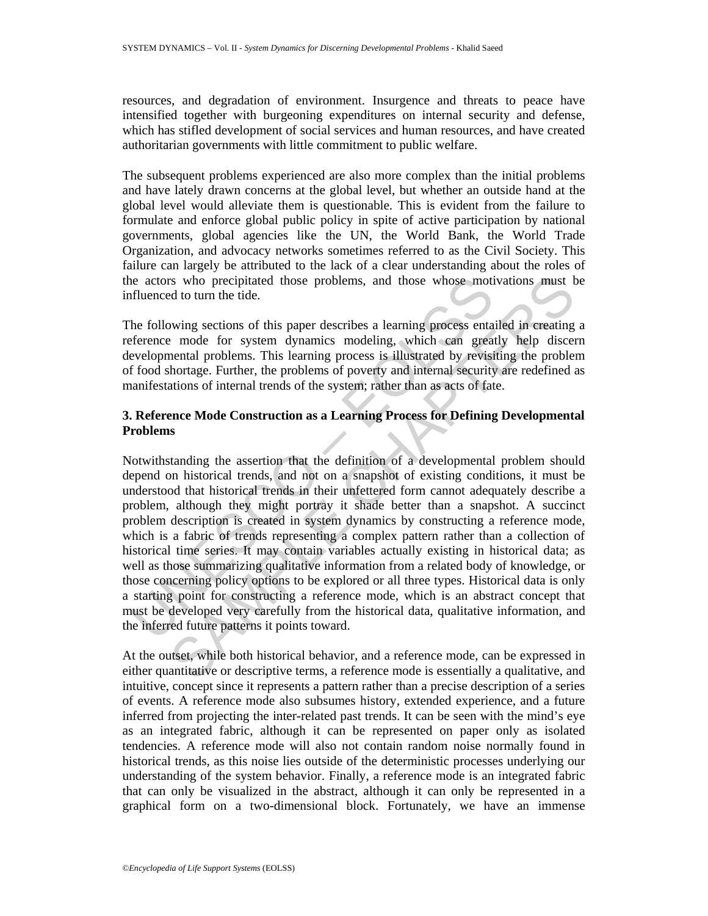resources, and degradation of environment. Insurgence and threats to peace have intensified together with burgeoning expenditures on internal security and defense, which has stifled development of social services and human resources, and have created authoritarian governments with little commitment to public welfare.

The subsequent problems experienced are also more complex than the initial problems and have lately drawn concerns at the global level, but whether an outside hand at the global level would alleviate them is questionable. This is evident from the failure to formulate and enforce global public policy in spite of active participation by national governments, global agencies like the UN, the World Bank, the World Trade Organization, and advocacy networks sometimes referred to as the Civil Society. This failure can largely be attributed to the lack of a clear understanding about the roles of the actors who precipitated those problems, and those whose motivations must be influenced to turn the tide.

The following sections of this paper describes a learning process entailed in creating a reference mode for system dynamics modeling, which can greatly help discern developmental problems. This learning process is illustrated by revisiting the problem of food shortage. Further, the problems of poverty and internal security are redefined as manifestations of internal trends of the system; rather than as acts of fate.

## 3. Reference Mode Construction as a Learning Process for Defining Developmental Problems

Notwithstanding the assertion that the definition of a developmental problem should depend on historical trends, and not on a snapshot of existing conditions, it must be understood that historical trends in their unfettered form cannot adequately describe a problem, although they might portray it shade better than a snapshot. A succinct problem description is created in system dynamics by constructing a reference mode, which is a fabric of trends representing a complex pattern rather than a collection of historical time series. It may contain variables actually existing in historical data; as well as those summarizing qualitative information from a related body of knowledge, or those concerning policy options to be explored or all three types. Historical data is only a starting point for constructing a reference mode, which is an abstract concept that must be developed very carefully from the historical data, qualitative information, and the inferred future patterns it points toward.

At the outset, while both historical behavior, and a reference mode, can be expressed in either quantitative or descriptive terms, a reference mode is essentially a qualitative, and intuitive, concept since it represents a pattern rather than a precise description of a series of events. A reference mode also subsumes history, extended experience, and a future inferred from projecting the inter-related past trends. It can be seen with the mind's eye as an integrated fabric, although it can be represented on paper only as isolated tendencies. A reference mode will also not contain random noise normally found in historical trends, as this noise lies outside of the deterministic processes underlying our understanding of the system behavior. Finally, a reference mode is an integrated fabric that can only be visualized in the abstract, although it can only be represented in a graphical form on a two-dimensional block. Fortunately, we have an immense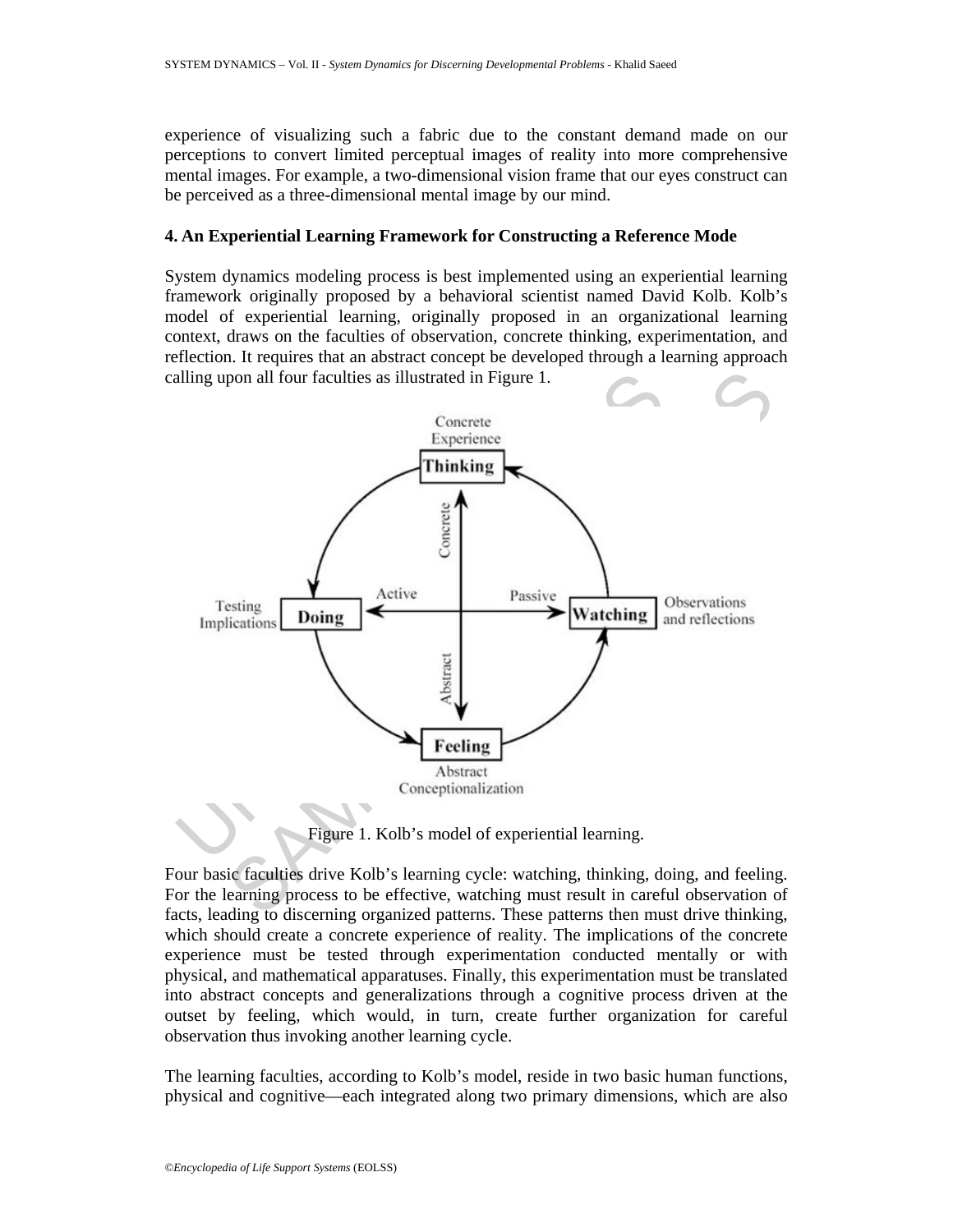experience of visualizing such a fabric due to the constant demand made on our perceptions to convert limited perceptual images of reality into more comprehensive mental images. For example, a two-dimensional vision frame that our eyes construct can be perceived as a three-dimensional mental image by our mind.

### 4. An Experiential Learning Framework for Constructing a Reference Mode

System dynamics modeling process is best implemented using an experiential learning framework originally proposed by a behavioral scientist named David Kolb. Kolb's model of experiential learning, originally proposed in an organizational learning context, draws on the faculties of observation, concrete thinking, experimentation, and reflection. It requires that an abstract concept be developed through a learning approach calling upon all four faculties as illustrated in Figure 1.

Figure 1. Kolb's model of experiential learning.

Four basic faculties drive Kolb's learning cycle: watching, thinking, doing, and feeling. For the learning process to be effective, watching must result in careful observation of facts, leading to discerning organized patterns. These patterns then must drive thinking, which should create a concrete experience of reality. The implications of the concrete experience must be tested through experimentation conducted mentally or with physical, and mathematical apparatuses. Finally, this experimentation must be translated into abstract concepts and generalizations through a cognitive process driven at the outset by feeling, which would, in turn, create further organization for careful observation thus invoking another learning cycle.

The learning faculties, according to Kolb's model, reside in two basic human functions, physical and cognitive—each integrated along two primary dimensions, which are also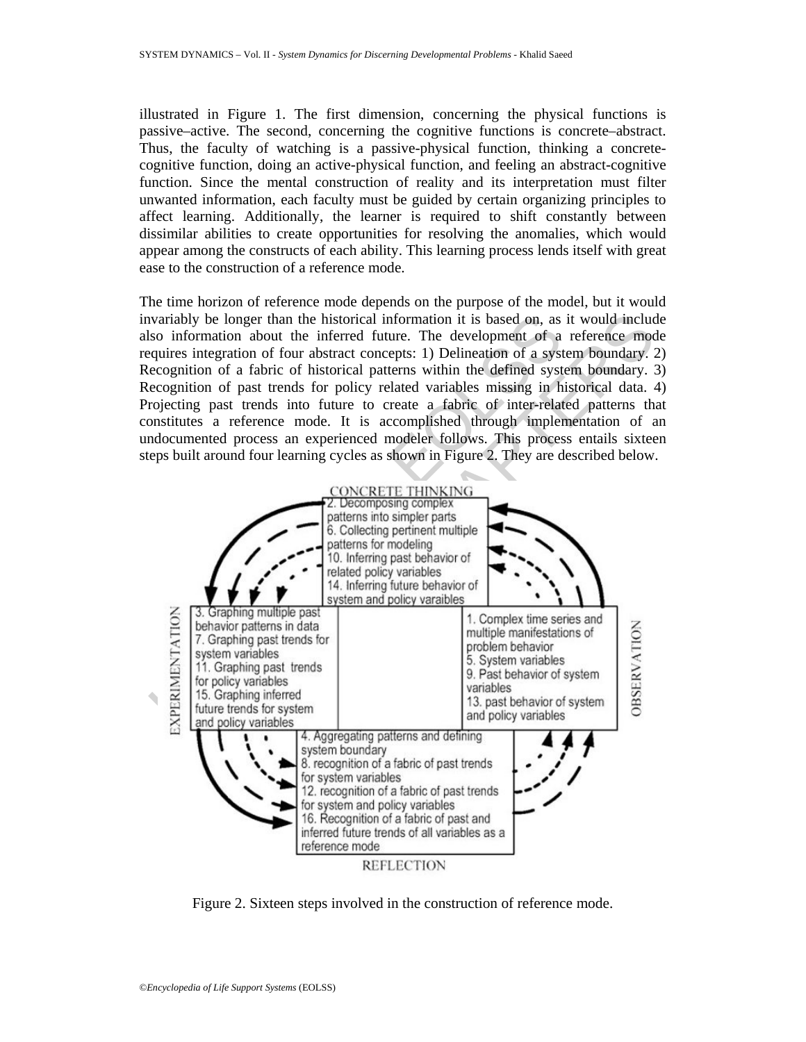illustrated in Figure 1. The first dimension, concerning the physical functions is passive–active. The second, concerning the cognitive functions is concrete–abstract. Thus, the faculty of watching is a passive-physical function, thinking a concrete-cognitive function, doing an active-physical function, and feeling an abstract-cognitive function. Since the mental construction of reality and its interpretation must filter unwanted information, each faculty must be guided by certain organizing principles to affect learning. Additionally, the learner is required to shift constantly between dissimilar abilities to create opportunities for resolving the anomalies, which would appear among the constructs of each ability. This learning process lends itself with great ease to the construction of a reference mode.

The time horizon of reference mode depends on the purpose of the model, but it would invariably be longer than the historical information it is based on, as it would include also information about the inferred future. The development of a reference mode requires integration of four abstract concepts: 1) Delineation of a system boundary. 2) Recognition of a fabric of historical patterns within the defined system boundary. 3) Recognition of past trends for policy related variables missing in historical data. 4) Projecting past trends into future to create a fabric of inter-related patterns that constitutes a reference mode. It is accomplished through implementation of an undocumented process an experienced modeler follows. This process entails sixteen steps built around four learning cycles as shown in Figure 2. They are described below.

**CONCRETE THINKING**
2. Decomposing complex patterns into simpler parts
6. Collecting pertinent multiple patterns for modeling
10. Inferring past behavior of related policy variables
14. Inferring future behavior of system and policy varaibles

**EXPERIMENTATION**
3. Graphing multiple past behavior patterns in data
7. Graphing past trends for system variables
11. Graphing past trends for policy variables
15. Graphing inferred future trends for system and policy variables

**OBSERVATION**
1. Complex time series and multiple manifestations of problem behavior
5. System variables
9. Past behavior of system variables
13. past behavior of system and policy variables

**REFLECTION**
4. Aggregating patterns and defining system boundary
8. recognition of a fabric of past trends for system variables
12. recognition of a fabric of past trends for system and policy variables
16. Recognition of a fabric of past and inferred future trends of all variables as a reference mode

Figure 2. Sixteen steps involved in the construction of reference mode.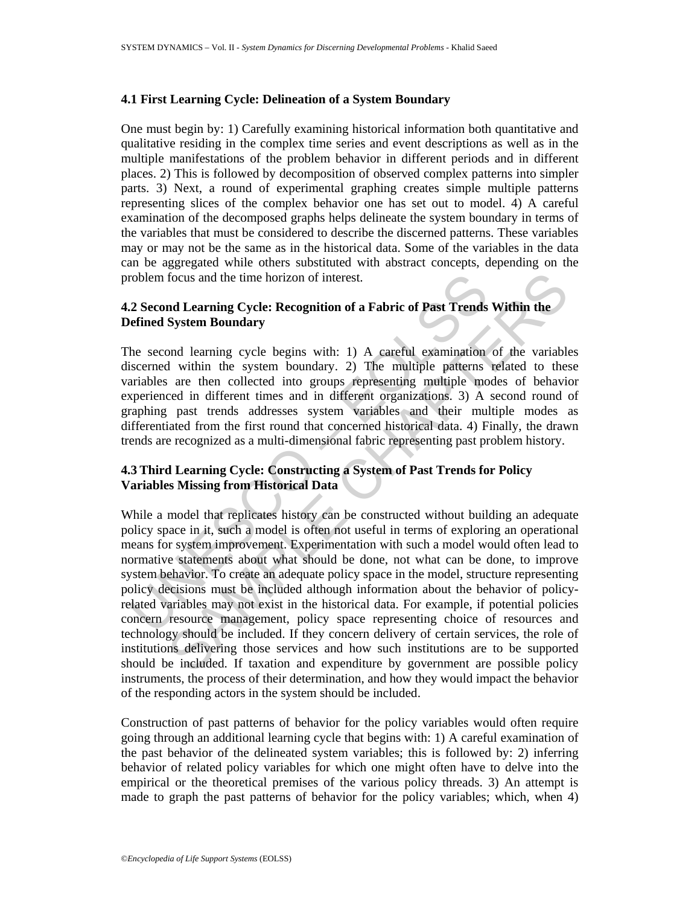### 4.1 First Learning Cycle: Delineation of a System Boundary

One must begin by: 1) Carefully examining historical information both quantitative and qualitative residing in the complex time series and event descriptions as well as in the multiple manifestations of the problem behavior in different periods and in different places. 2) This is followed by decomposition of observed complex patterns into simpler parts. 3) Next, a round of experimental graphing creates simple multiple patterns representing slices of the complex behavior one has set out to model. 4) A careful examination of the decomposed graphs helps delineate the system boundary in terms of the variables that must be considered to describe the discerned patterns. These variables may or may not be the same as in the historical data. Some of the variables in the data can be aggregated while others substituted with abstract concepts, depending on the problem focus and the time horizon of interest.

### 4.2 Second Learning Cycle: Recognition of a Fabric of Past Trends Within the Defined System Boundary

The second learning cycle begins with: 1) A careful examination of the variables discerned within the system boundary. 2) The multiple patterns related to these variables are then collected into groups representing multiple modes of behavior experienced in different times and in different organizations. 3) A second round of graphing past trends addresses system variables and their multiple modes as differentiated from the first round that concerned historical data. 4) Finally, the drawn trends are recognized as a multi-dimensional fabric representing past problem history.

### 4.3 Third Learning Cycle: Constructing a System of Past Trends for Policy Variables Missing from Historical Data

While a model that replicates history can be constructed without building an adequate policy space in it, such a model is often not useful in terms of exploring an operational means for system improvement. Experimentation with such a model would often lead to normative statements about what should be done, not what can be done, to improve system behavior. To create an adequate policy space in the model, structure representing policy decisions must be included although information about the behavior of policy-related variables may not exist in the historical data. For example, if potential policies concern resource management, policy space representing choice of resources and technology should be included. If they concern delivery of certain services, the role of institutions delivering those services and how such institutions are to be supported should be included. If taxation and expenditure by government are possible policy instruments, the process of their determination, and how they would impact the behavior of the responding actors in the system should be included.

Construction of past patterns of behavior for the policy variables would often require going through an additional learning cycle that begins with: 1) A careful examination of the past behavior of the delineated system variables; this is followed by: 2) inferring behavior of related policy variables for which one might often have to delve into the empirical or the theoretical premises of the various policy threads. 3) An attempt is made to graph the past patterns of behavior for the policy variables; which, when 4)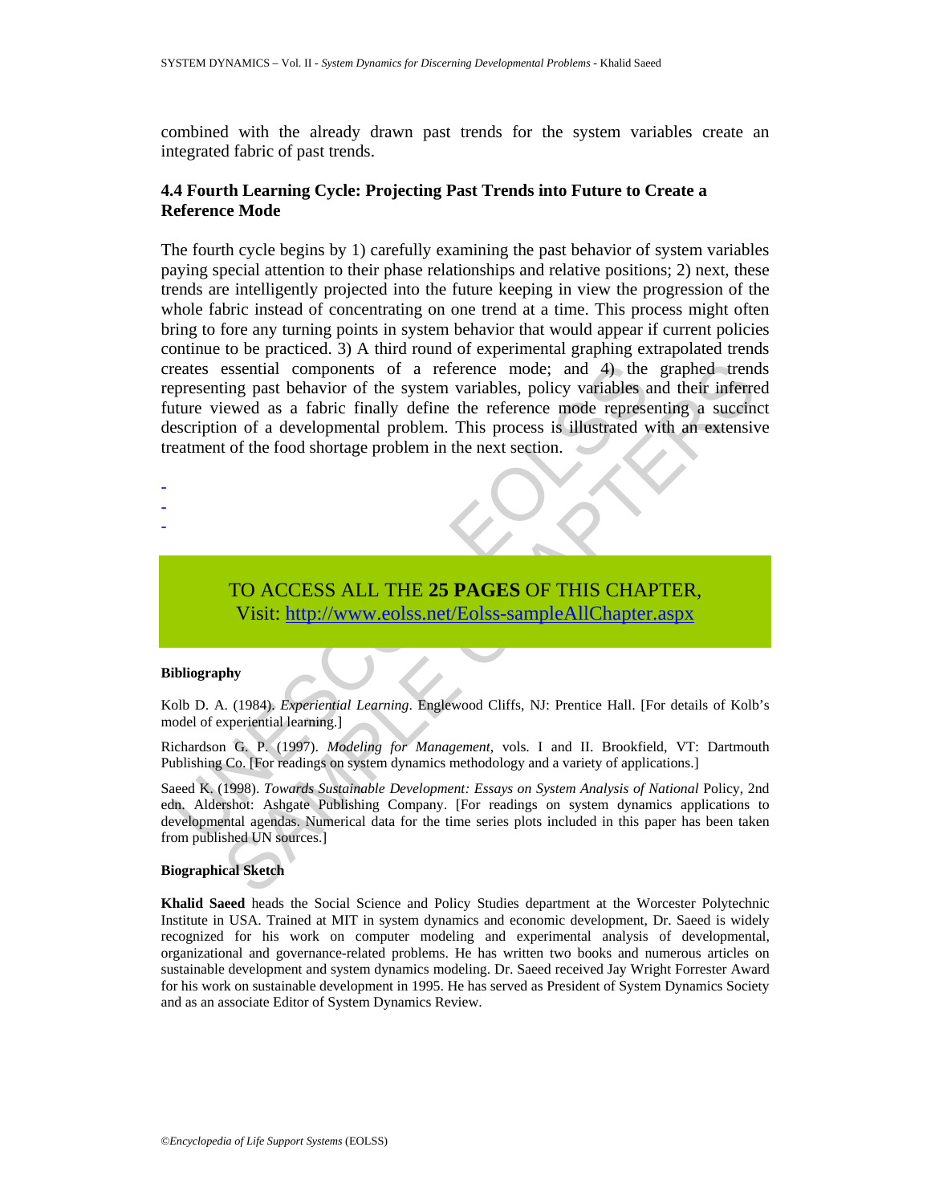combined with the already drawn past trends for the system variables create an integrated fabric of past trends.

### 4.4 Fourth Learning Cycle: Projecting Past Trends into Future to Create a Reference Mode

The fourth cycle begins by 1) carefully examining the past behavior of system variables paying special attention to their phase relationships and relative positions; 2) next, these trends are intelligently projected into the future keeping in view the progression of the whole fabric instead of concentrating on one trend at a time. This process might often bring to fore any turning points in system behavior that would appear if current policies continue to be practiced. 3) A third round of experimental graphing extrapolated trends creates essential components of a reference mode; and 4) the graphed trends representing past behavior of the system variables, policy variables and their inferred future viewed as a fabric finally define the reference mode representing a succinct description of a developmental problem. This process is illustrated with an extensive treatment of the food shortage problem in the next section.

-
-
-

TO ACCESS ALL THE **25 PAGES** OF THIS CHAPTER,
Visit: http://www.eolss.net/Eolss-sampleAllChapter.aspx

#### Bibliography

Kolb D. A. (1984). *Experiential Learning*. Englewood Cliffs, NJ: Prentice Hall. [For details of Kolb's model of experiential learning.]

Richardson G. P. (1997). *Modeling for Management*, vols. I and II. Brookfield, VT: Dartmouth Publishing Co. [For readings on system dynamics methodology and a variety of applications.]

Saeed K. (1998). *Towards Sustainable Development: Essays on System Analysis of National* Policy, 2nd edn. Aldershot: Ashgate Publishing Company. [For readings on system dynamics applications to developmental agendas. Numerical data for the time series plots included in this paper has been taken from published UN sources.]

#### Biographical Sketch

**Khalid Saeed** heads the Social Science and Policy Studies department at the Worcester Polytechnic Institute in USA. Trained at MIT in system dynamics and economic development, Dr. Saeed is widely recognized for his work on computer modeling and experimental analysis of developmental, organizational and governance-related problems. He has written two books and numerous articles on sustainable development and system dynamics modeling. Dr. Saeed received Jay Wright Forrester Award for his work on sustainable development in 1995. He has served as President of System Dynamics Society and as an associate Editor of System Dynamics Review.